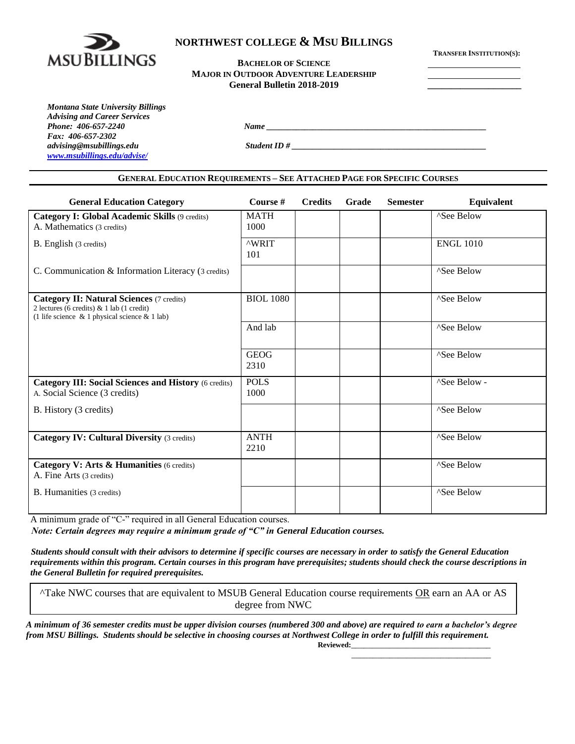MSU BILLINGS

# NORTHWEST COLLEGE & MSU BILLINGS

**BACHELOR OF SCIENCE**
**MAJOR IN OUTDOOR ADVENTURE LEADERSHIP**
**General Bulletin 2018-2019**

**TRANSFER INSTITUTION(S):**
___________________
___________________
___________________

*Montana State University Billings*
*Advising and Career Services*
*Phone: 406-657-2240*
*Fax: 406-657-2302*
*advising@msubillings.edu*
*www.msubillings.edu/advise/*

***Name*** ___________________________________________

***Student ID #*** _____________________________________

## GENERAL EDUCATION REQUIREMENTS – SEE ATTACHED PAGE FOR SPECIFIC COURSES

| General Education Category | Course # | Credits | Grade | Semester | Equivalent |
|---|---|---|---|---|---|
| **Category I: Global Academic Skills** (9 credits)<br>A. Mathematics (3 credits) | MATH 1000 | | | | ^See Below |
| B. English (3 credits) | ^WRIT 101 | | | | ENGL 1010 |
| C. Communication & Information Literacy (3 credits) | | | | | ^See Below |
| **Category II: Natural Sciences** (7 credits)<br>2 lectures (6 credits) & 1 lab (1 credit)<br>(1 life science & 1 physical science & 1 lab) | BIOL 1080 | | | | ^See Below |
| | And lab | | | | ^See Below |
| | GEOG 2310 | | | | ^See Below |
| **Category III: Social Sciences and History** (6 credits)<br>A. Social Science (3 credits) | POLS 1000 | | | | ^See Below - |
| B. History (3 credits) | | | | | ^See Below |
| **Category IV: Cultural Diversity** (3 credits) | ANTH 2210 | | | | ^See Below |
| **Category V: Arts & Humanities** (6 credits)<br>A. Fine Arts (3 credits) | | | | | ^See Below |
| B. Humanities (3 credits) | | | | | ^See Below |

A minimum grade of "C-" required in all General Education courses.
*Note: Certain degrees may require a minimum grade of "C" in General Education courses.*

***Students should consult with their advisors to determine if specific courses are necessary in order to satisfy the General Education requirements within this program. Certain courses in this program have prerequisites; students should check the course descriptions in the General Bulletin for required prerequisites.***

^Take NWC courses that are equivalent to MSUB General Education course requirements OR earn an AA or AS degree from NWC

***A minimum of 36 semester credits must be upper division courses (numbered 300 and above) are required to earn a bachelor's degree from MSU Billings. Students should be selective in choosing courses at Northwest College in order to fulfill this requirement.***

**Reviewed:**_________________________________

_________________________________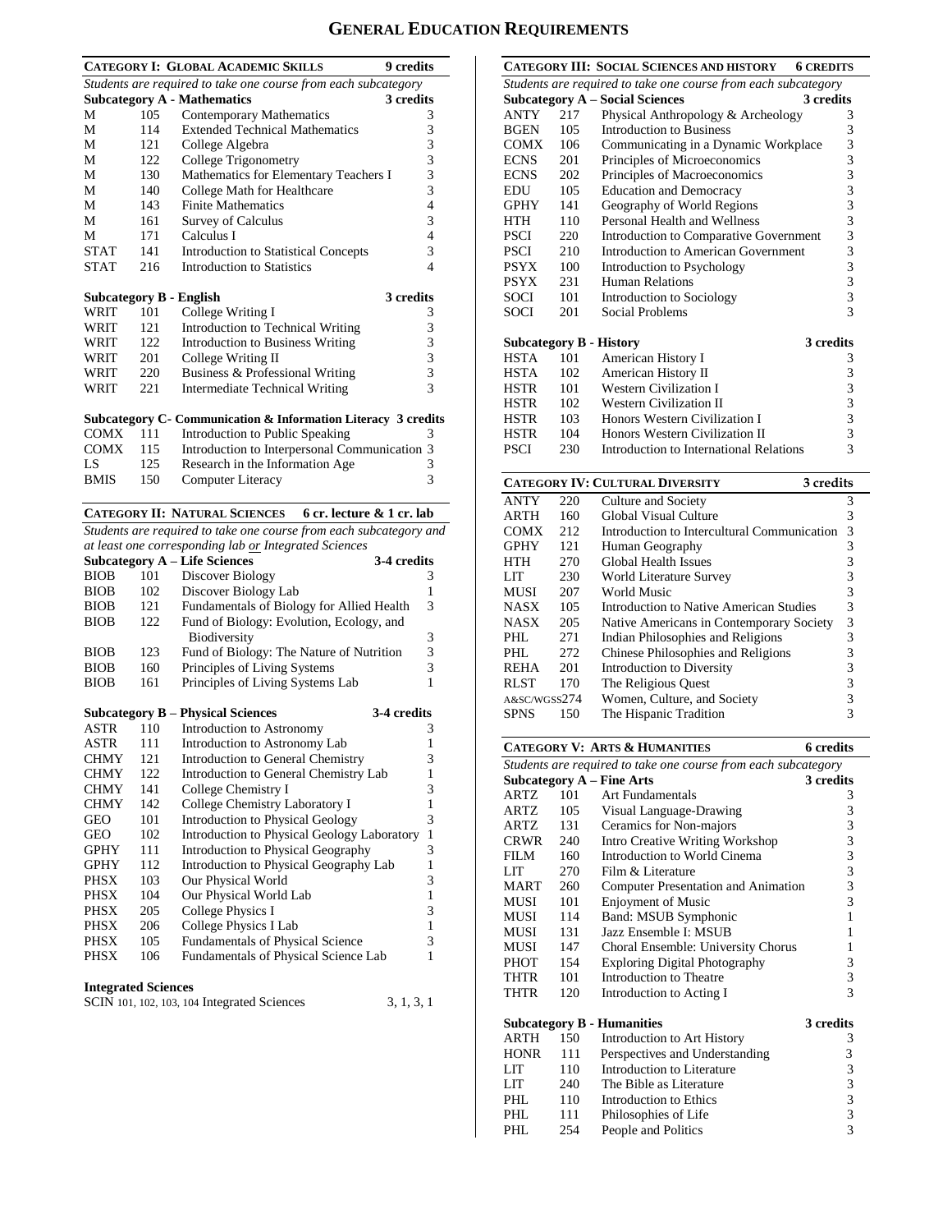# General Education Requirements

## Category I: Global Academic Skills — 9 credits

*Students are required to take one course from each subcategory*

### Subcategory A - Mathematics — 3 credits

| | | | |
|---|---|---|---|
| M | 105 | Contemporary Mathematics | 3 |
| M | 114 | Extended Technical Mathematics | 3 |
| M | 121 | College Algebra | 3 |
| M | 122 | College Trigonometry | 3 |
| M | 130 | Mathematics for Elementary Teachers I | 3 |
| M | 140 | College Math for Healthcare | 3 |
| M | 143 | Finite Mathematics | 4 |
| M | 161 | Survey of Calculus | 3 |
| M | 171 | Calculus I | 4 |
| STAT | 141 | Introduction to Statistical Concepts | 3 |
| STAT | 216 | Introduction to Statistics | 4 |

### Subcategory B - English — 3 credits

| | | | |
|---|---|---|---|
| WRIT | 101 | College Writing I | 3 |
| WRIT | 121 | Introduction to Technical Writing | 3 |
| WRIT | 122 | Introduction to Business Writing | 3 |
| WRIT | 201 | College Writing II | 3 |
| WRIT | 220 | Business & Professional Writing | 3 |
| WRIT | 221 | Intermediate Technical Writing | 3 |

### Subcategory C- Communication & Information Literacy — 3 credits

| | | | |
|---|---|---|---|
| COMX | 111 | Introduction to Public Speaking | 3 |
| COMX | 115 | Introduction to Interpersonal Communication | 3 |
| LS | 125 | Research in the Information Age | 3 |
| BMIS | 150 | Computer Literacy | 3 |

## Category II: Natural Sciences — 6 cr. lecture & 1 cr. lab

*Students are required to take one course from each subcategory and at least one corresponding lab or Integrated Sciences*

### Subcategory A – Life Sciences — 3-4 credits

| | | | |
|---|---|---|---|
| BIOB | 101 | Discover Biology | 3 |
| BIOB | 102 | Discover Biology Lab | 1 |
| BIOB | 121 | Fundamentals of Biology for Allied Health | 3 |
| BIOB | 122 | Fund of Biology: Evolution, Ecology, and Biodiversity | 3 |
| BIOB | 123 | Fund of Biology: The Nature of Nutrition | 3 |
| BIOB | 160 | Principles of Living Systems | 3 |
| BIOB | 161 | Principles of Living Systems Lab | 1 |

### Subcategory B – Physical Sciences — 3-4 credits

| | | | |
|---|---|---|---|
| ASTR | 110 | Introduction to Astronomy | 3 |
| ASTR | 111 | Introduction to Astronomy Lab | 1 |
| CHMY | 121 | Introduction to General Chemistry | 3 |
| CHMY | 122 | Introduction to General Chemistry Lab | 1 |
| CHMY | 141 | College Chemistry I | 3 |
| CHMY | 142 | College Chemistry Laboratory I | 1 |
| GEO | 101 | Introduction to Physical Geology | 3 |
| GEO | 102 | Introduction to Physical Geology Laboratory | 1 |
| GPHY | 111 | Introduction to Physical Geography | 3 |
| GPHY | 112 | Introduction to Physical Geography Lab | 1 |
| PHSX | 103 | Our Physical World | 3 |
| PHSX | 104 | Our Physical World Lab | 1 |
| PHSX | 205 | College Physics I | 3 |
| PHSX | 206 | College Physics I Lab | 1 |
| PHSX | 105 | Fundamentals of Physical Science | 3 |
| PHSX | 106 | Fundamentals of Physical Science Lab | 1 |

### Integrated Sciences

SCIN 101, 102, 103, 104 Integrated Sciences — 3, 1, 3, 1

## Category III: Social Sciences and History — 6 credits

*Students are required to take one course from each subcategory*

### Subcategory A – Social Sciences — 3 credits

| | | | |
|---|---|---|---|
| ANTY | 217 | Physical Anthropology & Archeology | 3 |
| BGEN | 105 | Introduction to Business | 3 |
| COMX | 106 | Communicating in a Dynamic Workplace | 3 |
| ECNS | 201 | Principles of Microeconomics | 3 |
| ECNS | 202 | Principles of Macroeconomics | 3 |
| EDU | 105 | Education and Democracy | 3 |
| GPHY | 141 | Geography of World Regions | 3 |
| HTH | 110 | Personal Health and Wellness | 3 |
| PSCI | 220 | Introduction to Comparative Government | 3 |
| PSCI | 210 | Introduction to American Government | 3 |
| PSYX | 100 | Introduction to Psychology | 3 |
| PSYX | 231 | Human Relations | 3 |
| SOCI | 101 | Introduction to Sociology | 3 |
| SOCI | 201 | Social Problems | 3 |

### Subcategory B - History — 3 credits

| | | | |
|---|---|---|---|
| HSTA | 101 | American History I | 3 |
| HSTA | 102 | American History II | 3 |
| HSTR | 101 | Western Civilization I | 3 |
| HSTR | 102 | Western Civilization II | 3 |
| HSTR | 103 | Honors Western Civilization I | 3 |
| HSTR | 104 | Honors Western Civilization II | 3 |
| PSCI | 230 | Introduction to International Relations | 3 |

## Category IV: Cultural Diversity — 3 credits

| | | | |
|---|---|---|---|
| ANTY | 220 | Culture and Society | 3 |
| ARTH | 160 | Global Visual Culture | 3 |
| COMX | 212 | Introduction to Intercultural Communication | 3 |
| GPHY | 121 | Human Geography | 3 |
| HTH | 270 | Global Health Issues | 3 |
| LIT | 230 | World Literature Survey | 3 |
| MUSI | 207 | World Music | 3 |
| NASX | 105 | Introduction to Native American Studies | 3 |
| NASX | 205 | Native Americans in Contemporary Society | 3 |
| PHL | 271 | Indian Philosophies and Religions | 3 |
| PHL | 272 | Chinese Philosophies and Religions | 3 |
| REHA | 201 | Introduction to Diversity | 3 |
| RLST | 170 | The Religious Quest | 3 |
| A&SC/WGSS | 274 | Women, Culture, and Society | 3 |
| SPNS | 150 | The Hispanic Tradition | 3 |

## Category V: Arts & Humanities — 6 credits

*Students are required to take one course from each subcategory*

### Subcategory A – Fine Arts — 3 credits

| | | | |
|---|---|---|---|
| ARTZ | 101 | Art Fundamentals | 3 |
| ARTZ | 105 | Visual Language-Drawing | 3 |
| ARTZ | 131 | Ceramics for Non-majors | 3 |
| CRWR | 240 | Intro Creative Writing Workshop | 3 |
| FILM | 160 | Introduction to World Cinema | 3 |
| LIT | 270 | Film & Literature | 3 |
| MART | 260 | Computer Presentation and Animation | 3 |
| MUSI | 101 | Enjoyment of Music | 3 |
| MUSI | 114 | Band: MSUB Symphonic | 1 |
| MUSI | 131 | Jazz Ensemble I: MSUB | 1 |
| MUSI | 147 | Choral Ensemble: University Chorus | 1 |
| PHOT | 154 | Exploring Digital Photography | 3 |
| THTR | 101 | Introduction to Theatre | 3 |
| THTR | 120 | Introduction to Acting I | 3 |

### Subcategory B - Humanities — 3 credits

| | | | |
|---|---|---|---|
| ARTH | 150 | Introduction to Art History | 3 |
| HONR | 111 | Perspectives and Understanding | 3 |
| LIT | 110 | Introduction to Literature | 3 |
| LIT | 240 | The Bible as Literature | 3 |
| PHL | 110 | Introduction to Ethics | 3 |
| PHL | 111 | Philosophies of Life | 3 |
| PHL | 254 | People and Politics | 3 |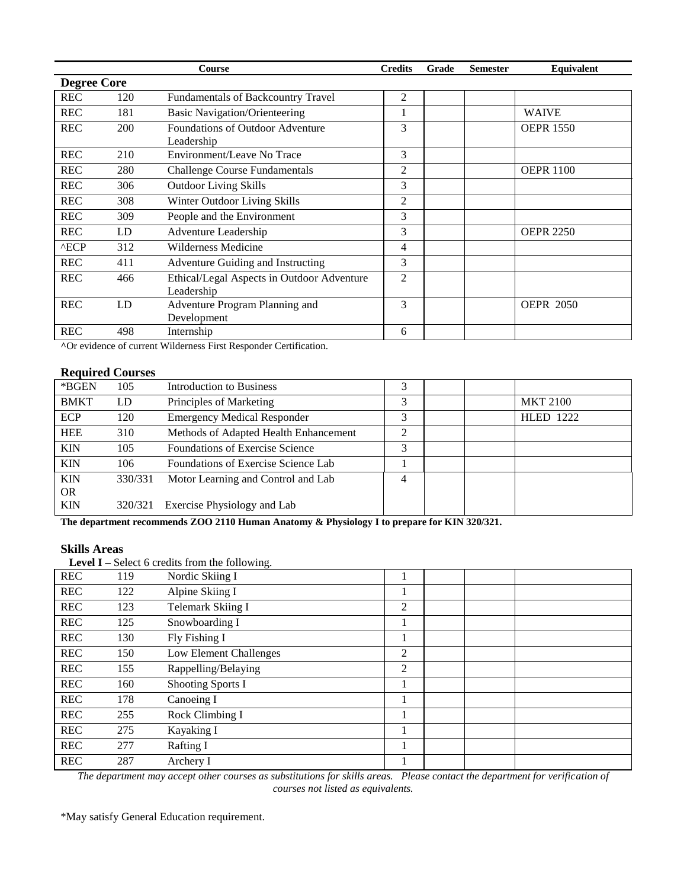| | | Course | Credits | Grade | Semester | Equivalent |
|---|---|---|---|---|---|---|
| **Degree Core** | | | | | | |
| REC | 120 | Fundamentals of Backcountry Travel | 2 | | | |
| REC | 181 | Basic Navigation/Orienteering | 1 | | | WAIVE |
| REC | 200 | Foundations of Outdoor Adventure Leadership | 3 | | | OEPR 1550 |
| REC | 210 | Environment/Leave No Trace | 3 | | | |
| REC | 280 | Challenge Course Fundamentals | 2 | | | OEPR 1100 |
| REC | 306 | Outdoor Living Skills | 3 | | | |
| REC | 308 | Winter Outdoor Living Skills | 2 | | | |
| REC | 309 | People and the Environment | 3 | | | |
| REC | LD | Adventure Leadership | 3 | | | OEPR 2250 |
| ^ECP | 312 | Wilderness Medicine | 4 | | | |
| REC | 411 | Adventure Guiding and Instructing | 3 | | | |
| REC | 466 | Ethical/Legal Aspects in Outdoor Adventure Leadership | 2 | | | |
| REC | LD | Adventure Program Planning and Development | 3 | | | OEPR 2050 |
| REC | 498 | Internship | 6 | | | |

**^**Or evidence of current Wilderness First Responder Certification.

## Required Courses

| | | Course | Credits | Grade | Semester | Equivalent |
|---|---|---|---|---|---|---|
| *BGEN | 105 | Introduction to Business | 3 | | | |
| BMKT | LD | Principles of Marketing | 3 | | | MKT 2100 |
| ECP | 120 | Emergency Medical Responder | 3 | | | HLED 1222 |
| HEE | 310 | Methods of Adapted Health Enhancement | 2 | | | |
| KIN | 105 | Foundations of Exercise Science | 3 | | | |
| KIN | 106 | Foundations of Exercise Science Lab | 1 | | | |
| KIN OR KIN | 330/331 320/321 | Motor Learning and Control and Lab Exercise Physiology and Lab | 4 | | | |

**The department recommends ZOO 2110 Human Anatomy & Physiology I to prepare for KIN 320/321.**

## Skills Areas

**Level I –** Select 6 credits from the following.

| | | Course | Credits | Grade | Semester | Equivalent |
|---|---|---|---|---|---|---|
| REC | 119 | Nordic Skiing I | 1 | | | |
| REC | 122 | Alpine Skiing I | 1 | | | |
| REC | 123 | Telemark Skiing I | 2 | | | |
| REC | 125 | Snowboarding I | 1 | | | |
| REC | 130 | Fly Fishing I | 1 | | | |
| REC | 150 | Low Element Challenges | 2 | | | |
| REC | 155 | Rappelling/Belaying | 2 | | | |
| REC | 160 | Shooting Sports I | 1 | | | |
| REC | 178 | Canoeing I | 1 | | | |
| REC | 255 | Rock Climbing I | 1 | | | |
| REC | 275 | Kayaking I | 1 | | | |
| REC | 277 | Rafting I | 1 | | | |
| REC | 287 | Archery I | 1 | | | |

*The department may accept other courses as substitutions for skills areas. Please contact the department for verification of courses not listed as equivalents.*

*May satisfy General Education requirement.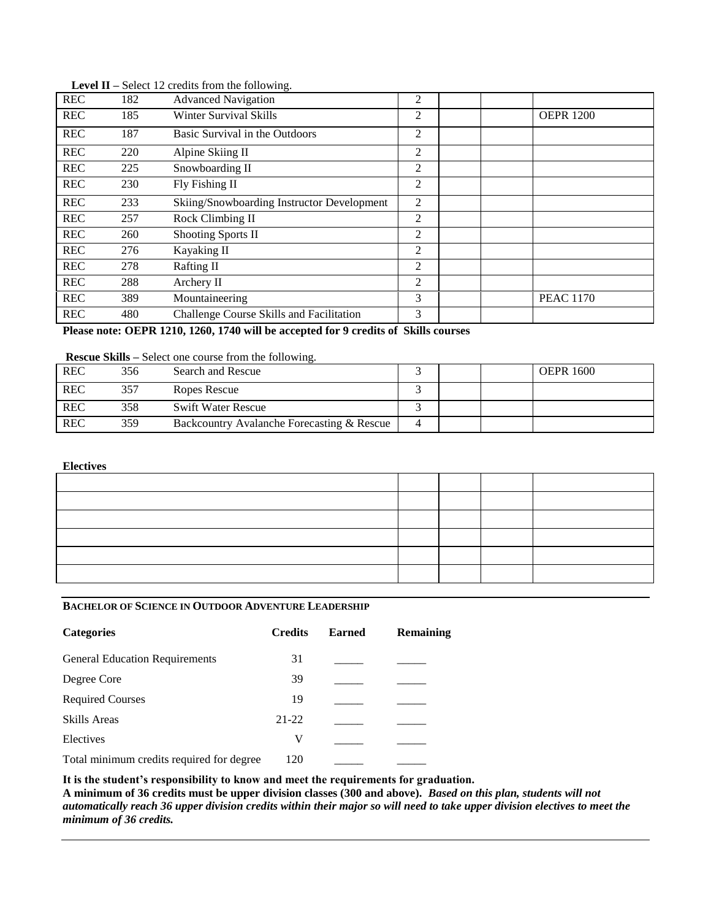**Level II –** Select 12 credits from the following.

| | | | | | | |
|---|---|---|---|---|---|---|
| REC | 182 | Advanced Navigation | 2 | | | |
| REC | 185 | Winter Survival Skills | 2 | | | OEPR 1200 |
| REC | 187 | Basic Survival in the Outdoors | 2 | | | |
| REC | 220 | Alpine Skiing II | 2 | | | |
| REC | 225 | Snowboarding II | 2 | | | |
| REC | 230 | Fly Fishing II | 2 | | | |
| REC | 233 | Skiing/Snowboarding Instructor Development | 2 | | | |
| REC | 257 | Rock Climbing II | 2 | | | |
| REC | 260 | Shooting Sports II | 2 | | | |
| REC | 276 | Kayaking II | 2 | | | |
| REC | 278 | Rafting II | 2 | | | |
| REC | 288 | Archery II | 2 | | | |
| REC | 389 | Mountaineering | 3 | | | PEAC 1170 |
| REC | 480 | Challenge Course Skills and Facilitation | 3 | | | |

**Please note: OEPR 1210, 1260, 1740 will be accepted for 9 credits of Skills courses**

**Rescue Skills –** Select one course from the following.

| | | | | | | |
|---|---|---|---|---|---|---|
| REC | 356 | Search and Rescue | 3 | | | OEPR 1600 |
| REC | 357 | Ropes Rescue | 3 | | | |
| REC | 358 | Swift Water Rescue | 3 | | | |
| REC | 359 | Backcountry Avalanche Forecasting & Rescue | 4 | | | |

**Electives**

| | | | | |
|---|---|---|---|---|
| | | | | |
| | | | | |
| | | | | |
| | | | | |
| | | | | |
| | | | | |

**BACHELOR OF SCIENCE IN OUTDOOR ADVENTURE LEADERSHIP**

| Categories | Credits | Earned | Remaining |
|---|---|---|---|
| General Education Requirements | 31 | _____ | _____ |
| Degree Core | 39 | _____ | _____ |
| Required Courses | 19 | _____ | _____ |
| Skills Areas | 21-22 | _____ | _____ |
| Electives | V | _____ | _____ |
| Total minimum credits required for degree | 120 | _____ | _____ |

**It is the student's responsibility to know and meet the requirements for graduation.**
**A minimum of 36 credits must be upper division classes (300 and above).** ***Based on this plan, students will not automatically reach 36 upper division credits within their major so will need to take upper division electives to meet the minimum of 36 credits.***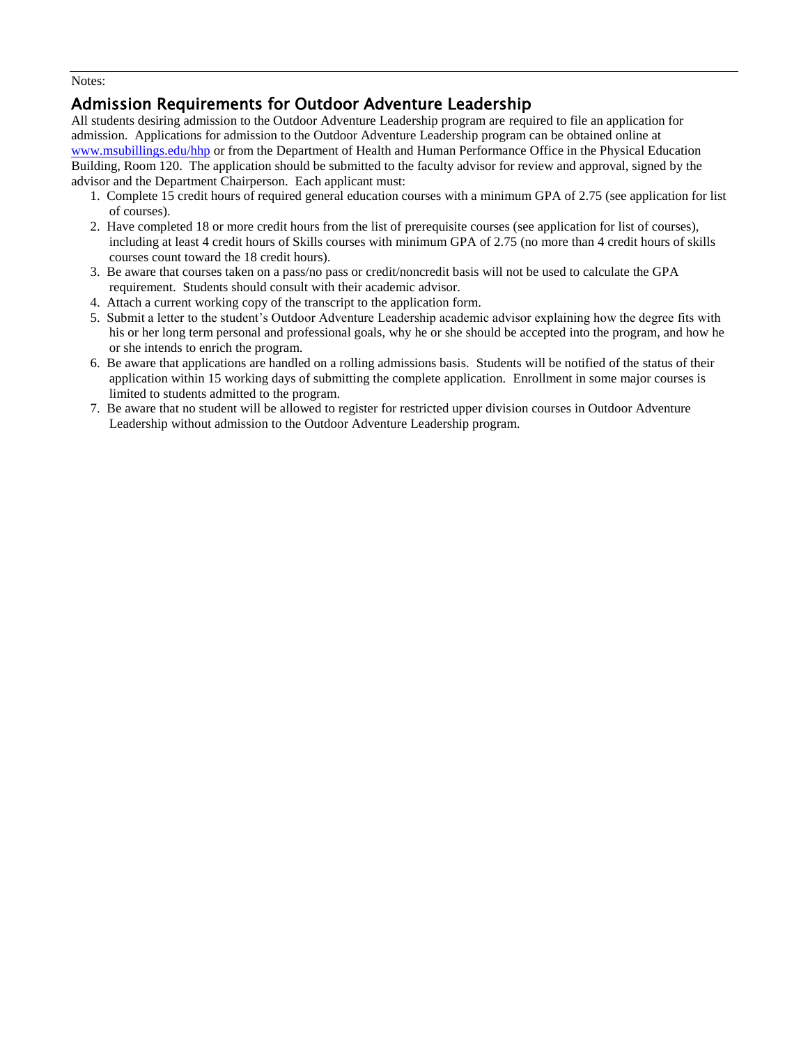Notes:

## Admission Requirements for Outdoor Adventure Leadership

All students desiring admission to the Outdoor Adventure Leadership program are required to file an application for admission. Applications for admission to the Outdoor Adventure Leadership program can be obtained online at www.msubillings.edu/hhp or from the Department of Health and Human Performance Office in the Physical Education Building, Room 120. The application should be submitted to the faculty advisor for review and approval, signed by the advisor and the Department Chairperson. Each applicant must:

1. Complete 15 credit hours of required general education courses with a minimum GPA of 2.75 (see application for list of courses).
2. Have completed 18 or more credit hours from the list of prerequisite courses (see application for list of courses), including at least 4 credit hours of Skills courses with minimum GPA of 2.75 (no more than 4 credit hours of skills courses count toward the 18 credit hours).
3. Be aware that courses taken on a pass/no pass or credit/noncredit basis will not be used to calculate the GPA requirement. Students should consult with their academic advisor.
4. Attach a current working copy of the transcript to the application form.
5. Submit a letter to the student's Outdoor Adventure Leadership academic advisor explaining how the degree fits with his or her long term personal and professional goals, why he or she should be accepted into the program, and how he or she intends to enrich the program.
6. Be aware that applications are handled on a rolling admissions basis. Students will be notified of the status of their application within 15 working days of submitting the complete application. Enrollment in some major courses is limited to students admitted to the program.
7. Be aware that no student will be allowed to register for restricted upper division courses in Outdoor Adventure Leadership without admission to the Outdoor Adventure Leadership program.